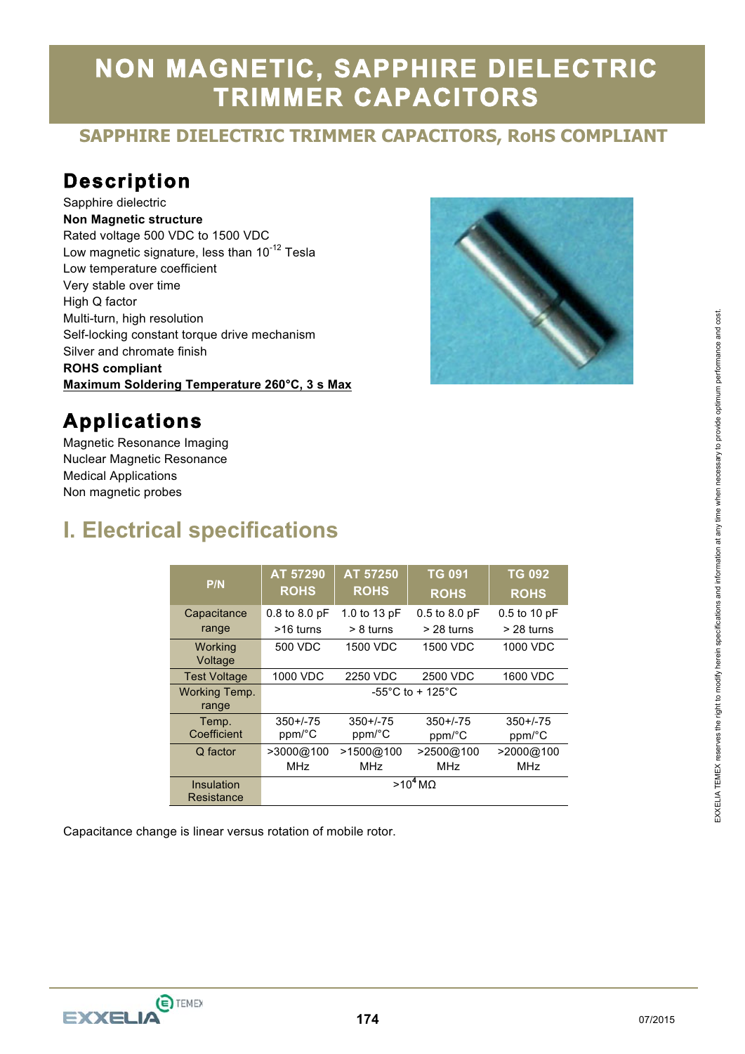# NON MAGNETIC, SAPPHIRE DIELECTRIC TRIMMER CAPACITORS

## SAPPHIRE DIELECTRIC TRIMMER CAPACITORS, RoHS COMPLIANT

## Description

Sapphire dielectric
**Non Magnetic structure**
Rated voltage 500 VDC to 1500 VDC
Low magnetic signature, less than $10^{-12}$ Tesla
Low temperature coefficient
Very stable over time
High Q factor
Multi-turn, high resolution
Self-locking constant torque drive mechanism
Silver and chromate finish
**ROHS compliant**
**Maximum Soldering Temperature 260°C, 3 s Max**

## Applications

Magnetic Resonance Imaging
Nuclear Magnetic Resonance
Medical Applications
Non magnetic probes

## I. Electrical specifications

| P/N | AT 57290 ROHS | AT 57250 ROHS | TG 091 ROHS | TG 092 ROHS |
|---|---|---|---|---|
| Capacitance range | 0.8 to 8.0 pF >16 turns | 1.0 to 13 pF > 8 turns | 0.5 to 8.0 pF > 28 turns | 0.5 to 10 pF > 28 turns |
| Working Voltage | 500 VDC | 1500 VDC | 1500 VDC | 1000 VDC |
| Test Voltage | 1000 VDC | 2250 VDC | 2500 VDC | 1600 VDC |
| Working Temp. range | -55°C to + 125°C | | | |
| Temp. Coefficient | 350+/-75 ppm/°C | 350+/-75 ppm/°C | 350+/-75 ppm/°C | 350+/-75 ppm/°C |
| Q factor | >3000@100 MHz | >1500@100 MHz | >2500@100 MHz | >2000@100 MHz |
| Insulation Resistance | $>10^4$ MΩ | | | |

Capacitance change is linear versus rotation of mobile rotor.

EXXELIA TEMEX reserves the right to modify herein specifications and information at any time when necessary to provide optimum performance and cost.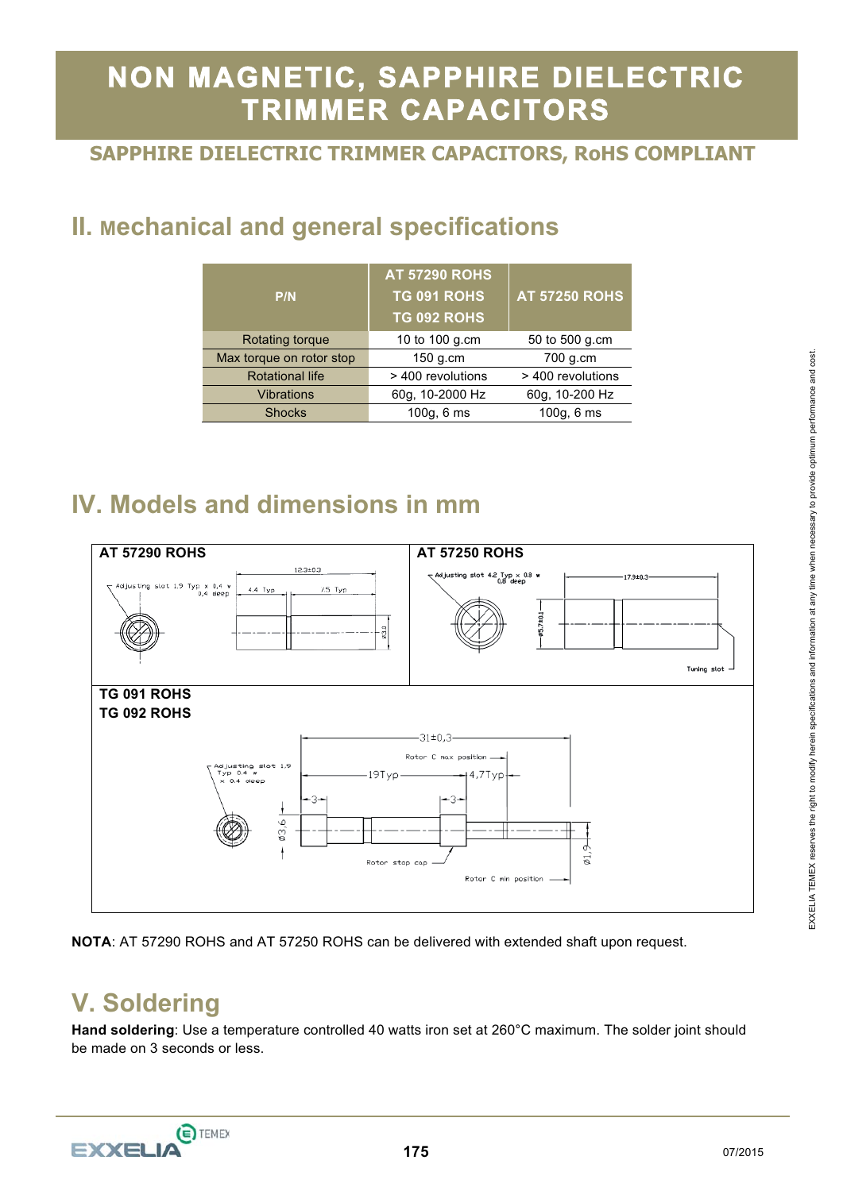# NON MAGNETIC, SAPPHIRE DIELECTRIC TRIMMER CAPACITORS

## SAPPHIRE DIELECTRIC TRIMMER CAPACITORS, RoHS COMPLIANT

## II. Mechanical and general specifications

| P/N | AT 57290 ROHS<br>TG 091 ROHS<br>TG 092 ROHS | AT 57250 ROHS |
|---|---|---|
| Rotating torque | 10 to 100 g.cm | 50 to 500 g.cm |
| Max torque on rotor stop | 150 g.cm | 700 g.cm |
| Rotational life | > 400 revolutions | > 400 revolutions |
| Vibrations | 60g, 10-2000 Hz | 60g, 10-200 Hz |
| Shocks | 100g, 6 ms | 100g, 6 ms |

## IV. Models and dimensions in mm

**AT 57290 ROHS**

Adjusting slot 1.9 Typ x 0,4 w 0,4 deep
12.3±0.3
4.4 Typ
7.5 Typ
Ø3.0

**AT 57250 ROHS**

Adjusting slot 4.2 Typ x 0.8 w 0,8 deep
17.9±0.3
Ø5.7±0.1
Tuning slot

**TG 091 ROHS**
**TG 092 ROHS**

Adjusting slot 1.9 Typ 0.4 w x 0.4 deep
31±0,3
Rotor C max position
19Typ
4,7Typ
3
3
Ø3,6
Ø1,9
Rotor stop cap
Rotor C min position

**NOTA**: AT 57290 ROHS and AT 57250 ROHS can be delivered with extended shaft upon request.

## V. Soldering

**Hand soldering**: Use a temperature controlled 40 watts iron set at 260°C maximum. The solder joint should be made on 3 seconds or less.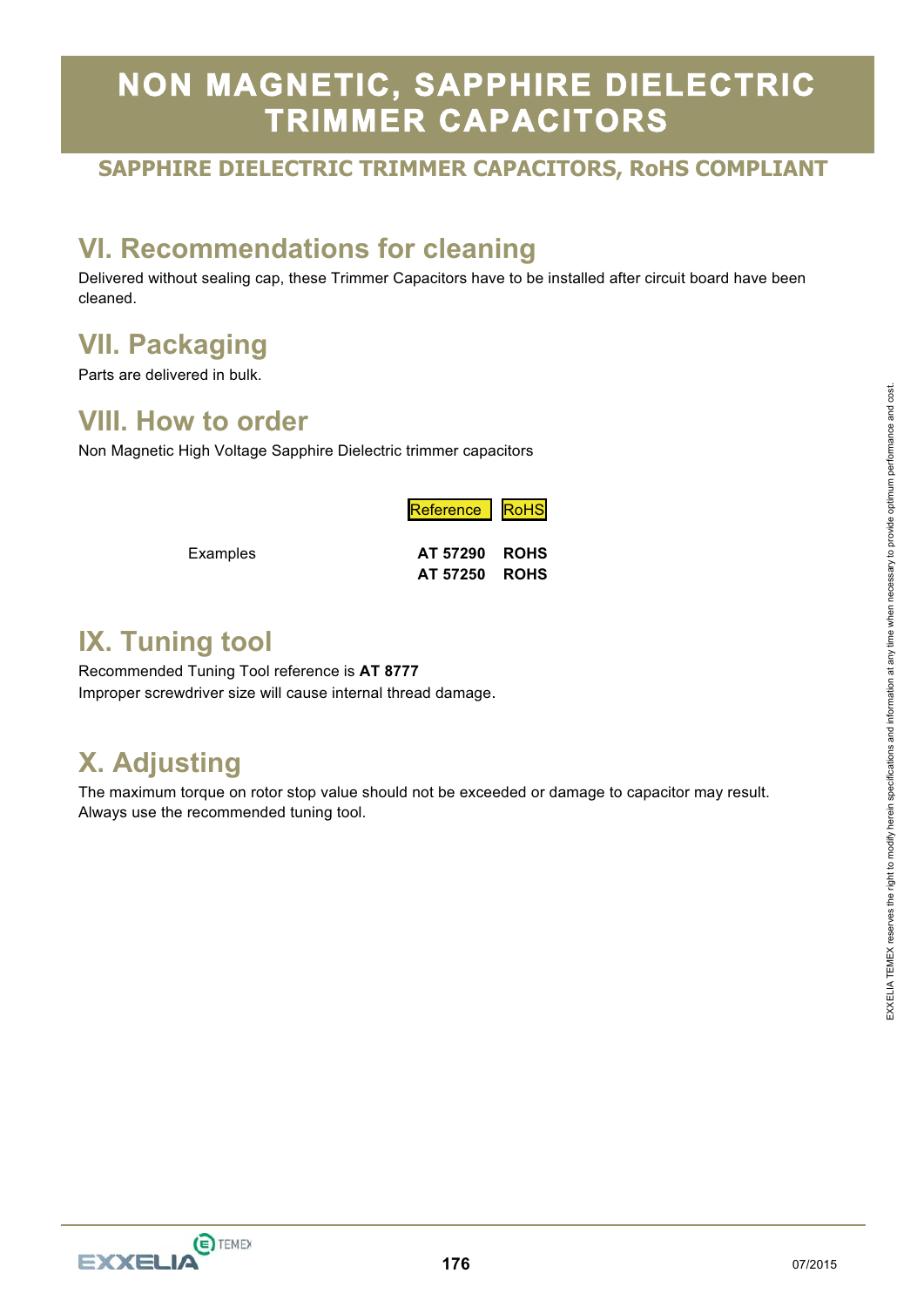# NON MAGNETIC, SAPPHIRE DIELECTRIC TRIMMER CAPACITORS

## SAPPHIRE DIELECTRIC TRIMMER CAPACITORS, RoHS COMPLIANT

## VI. Recommendations for cleaning

Delivered without sealing cap, these Trimmer Capacitors have to be installed after circuit board have been cleaned.

## VII. Packaging

Parts are delivered in bulk.

## VIII. How to order

Non Magnetic High Voltage Sapphire Dielectric trimmer capacitors

| | Reference | RoHS |
|---|---|---|
| Examples | **AT 57290** | **ROHS** |
| | **AT 57250** | **ROHS** |

## IX. Tuning tool

Recommended Tuning Tool reference is **AT 8777**

Improper screwdriver size will cause internal thread damage.

## X. Adjusting

The maximum torque on rotor stop value should not be exceeded or damage to capacitor may result.

Always use the recommended tuning tool.

EXXELIA TEMEX reserves the right to modify herein specifications and information at any time when necessary to provide optimum performance and cost.

07/2015